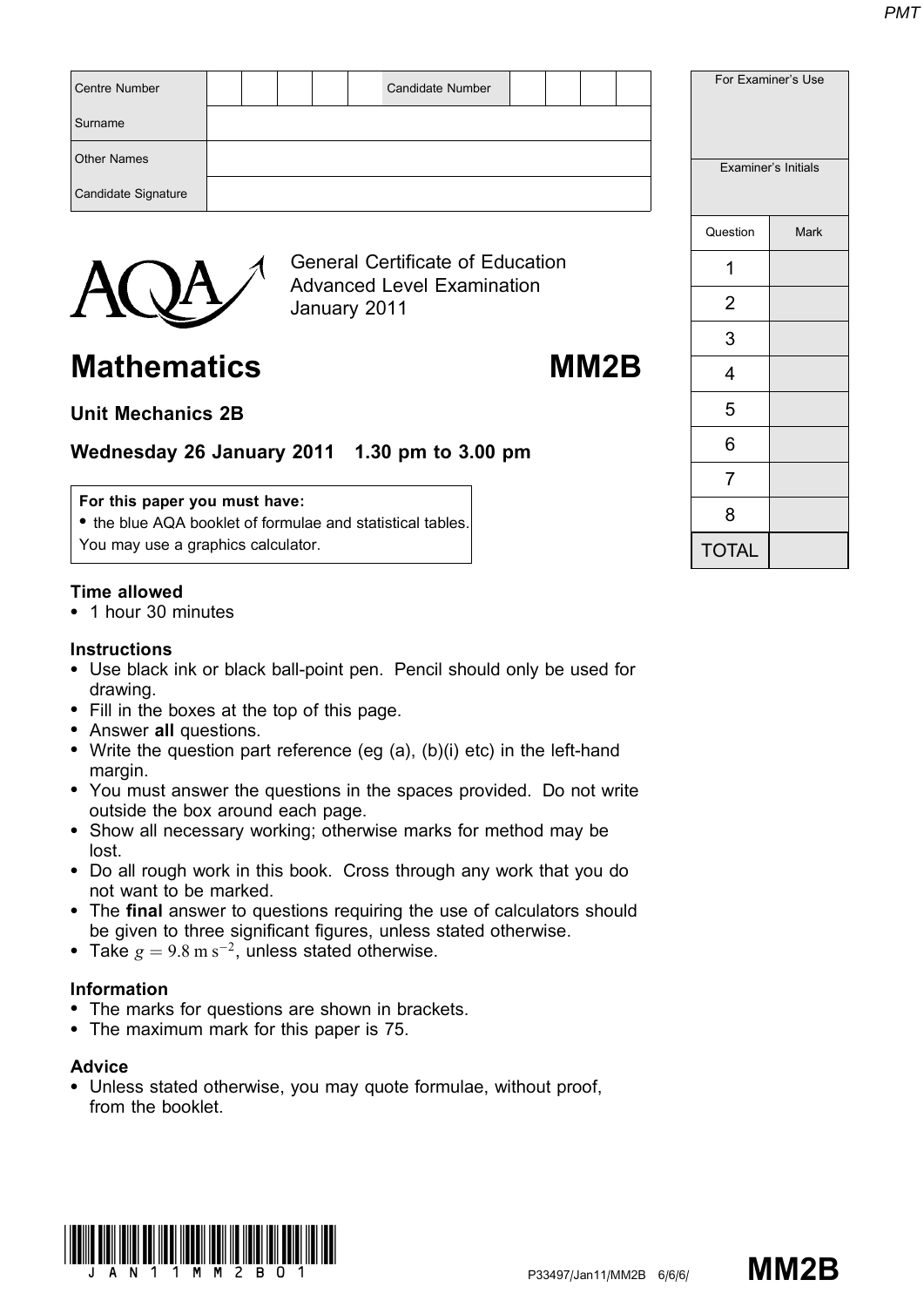| Centre Number | | | | | | Candidate Number | | | | |
|---|---|---|---|---|---|---|---|---|---|---|
| Surname | | | | | | | | | | |
| Other Names | | | | | | | | | | |
| Candidate Signature | | | | | | | | | | |

| For Examiner's Use | |
|---|---|
| Examiner's Initials | |
| Question | Mark |
| 1 | |
| 2 | |
| 3 | |
| 4 | |
| 5 | |
| 6 | |
| 7 | |
| 8 | |
| TOTAL | |

General Certificate of Education
Advanced Level Examination
January 2011

# Mathematics MM2B

## Unit Mechanics 2B

## Wednesday 26 January 2011 1.30 pm to 3.00 pm

**For this paper you must have:**
- the blue AQA booklet of formulae and statistical tables.

You may use a graphics calculator.

**Time allowed**
- 1 hour 30 minutes

**Instructions**
- Use black ink or black ball-point pen. Pencil should only be used for drawing.
- Fill in the boxes at the top of this page.
- Answer **all** questions.
- Write the question part reference (eg (a), (b)(i) etc) in the left-hand margin.
- You must answer the questions in the spaces provided. Do not write outside the box around each page.
- Show all necessary working; otherwise marks for method may be lost.
- Do all rough work in this book. Cross through any work that you do not want to be marked.
- The **final** answer to questions requiring the use of calculators should be given to three significant figures, unless stated otherwise.
- Take $g = 9.8\ \text{m s}^{-2}$, unless stated otherwise.

**Information**
- The marks for questions are shown in brackets.
- The maximum mark for this paper is 75.

**Advice**
- Unless stated otherwise, you may quote formulae, without proof, from the booklet.

P33497/Jan11/MM2B 6/6/6/ **MM2B**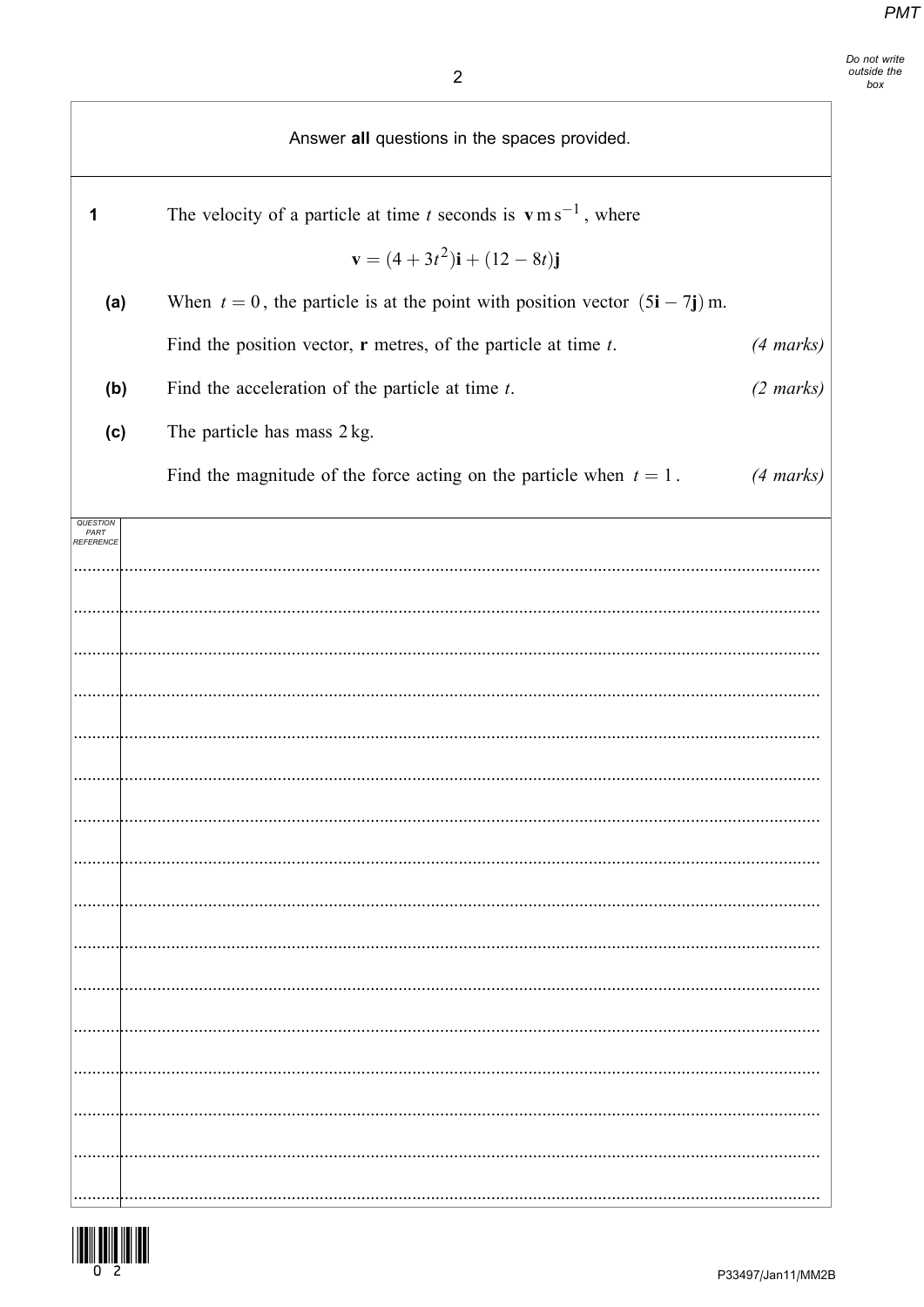Answer **all** questions in the spaces provided.

**1** The velocity of a particle at time $t$ seconds is $\mathbf{v}\,\text{m}\,\text{s}^{-1}$, where

$$\mathbf{v} = (4 + 3t^2)\mathbf{i} + (12 - 8t)\mathbf{j}$$

**(a)** When $t = 0$, the particle is at the point with position vector $(5\mathbf{i} - 7\mathbf{j})$ m.

Find the position vector, $\mathbf{r}$ metres, of the particle at time $t$. *(4 marks)*

**(b)** Find the acceleration of the particle at time $t$. *(2 marks)*

**(c)** The particle has mass 2 kg.

Find the magnitude of the force acting on the particle when $t = 1$. *(4 marks)*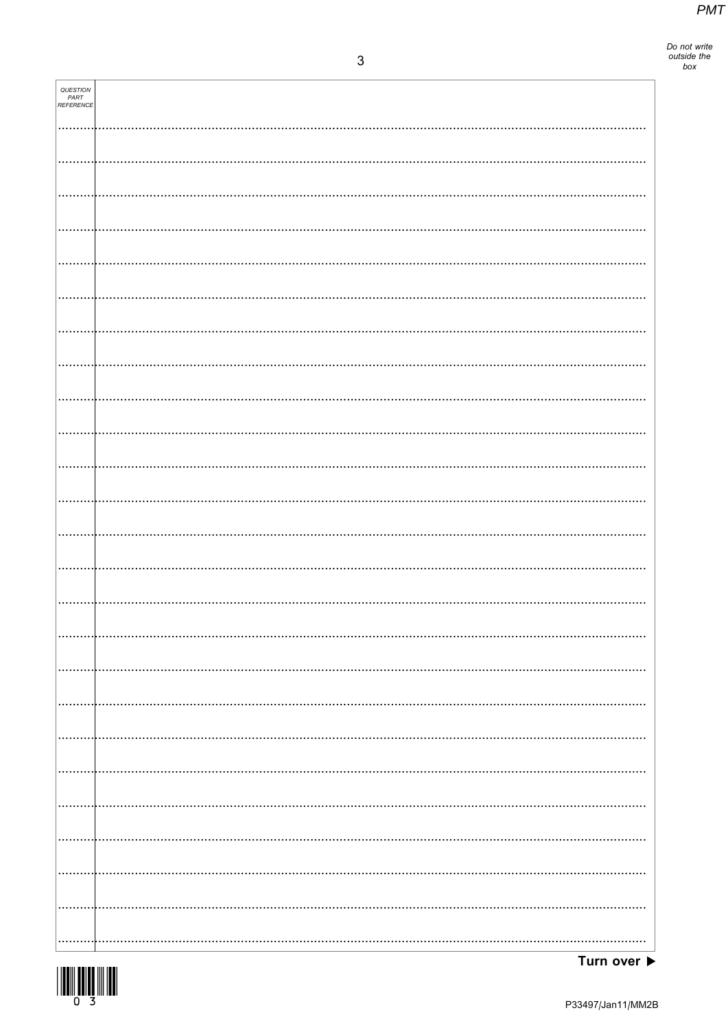QUESTION PART REFERENCE

Turn over ▶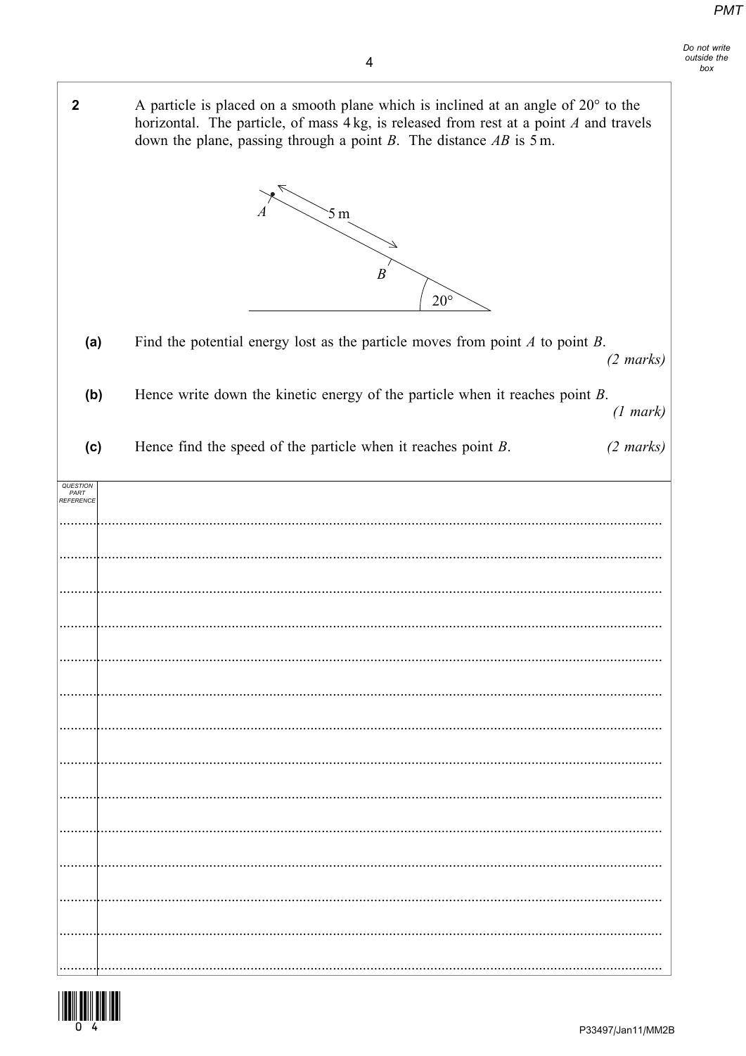**2** A particle is placed on a smooth plane which is inclined at an angle of 20° to the horizontal. The particle, of mass 4 kg, is released from rest at a point $A$ and travels down the plane, passing through a point $B$. The distance $AB$ is 5 m.

**(a)** Find the potential energy lost as the particle moves from point $A$ to point $B$. *(2 marks)*

**(b)** Hence write down the kinetic energy of the particle when it reaches point $B$. *(1 mark)*

**(c)** Hence find the speed of the particle when it reaches point $B$. *(2 marks)*

QUESTION PART REFERENCE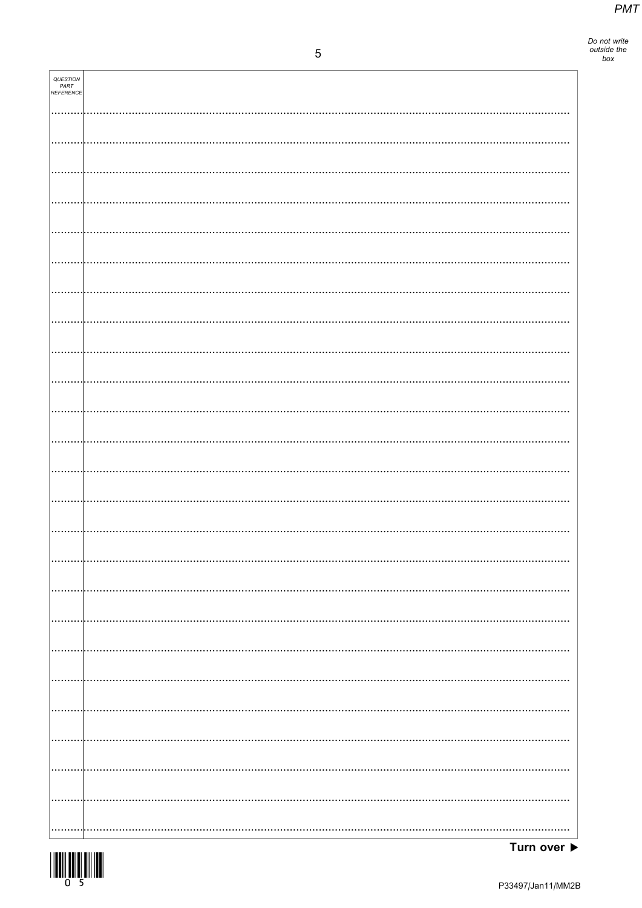QUESTION PART REFERENCE

Turn over ▶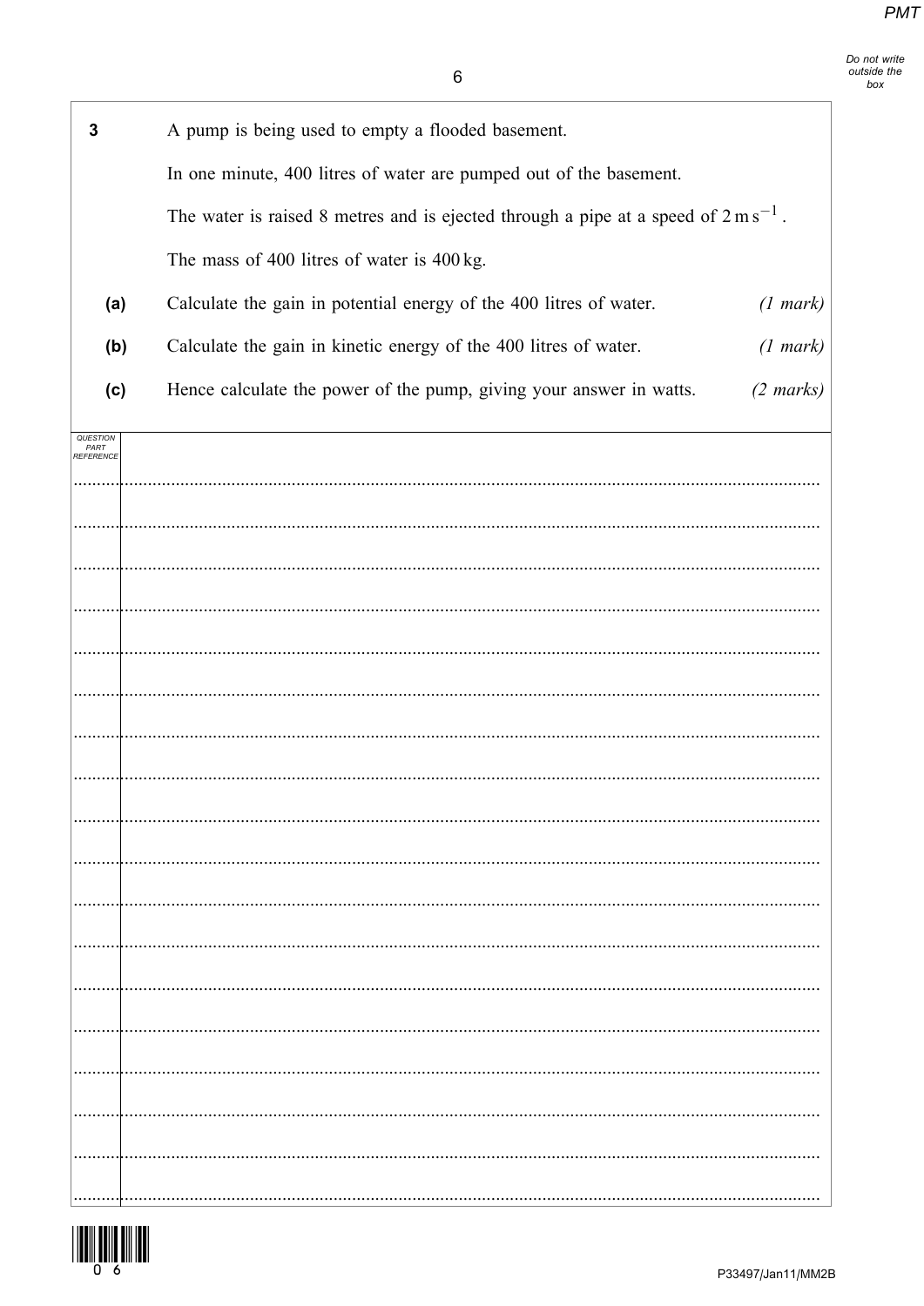**3** A pump is being used to empty a flooded basement.

In one minute, 400 litres of water are pumped out of the basement.

The water is raised 8 metres and is ejected through a pipe at a speed of $2\,\text{m}\,\text{s}^{-1}$.

The mass of 400 litres of water is 400 kg.

**(a)** Calculate the gain in potential energy of the 400 litres of water. *(1 mark)*

**(b)** Calculate the gain in kinetic energy of the 400 litres of water. *(1 mark)*

**(c)** Hence calculate the power of the pump, giving your answer in watts. *(2 marks)*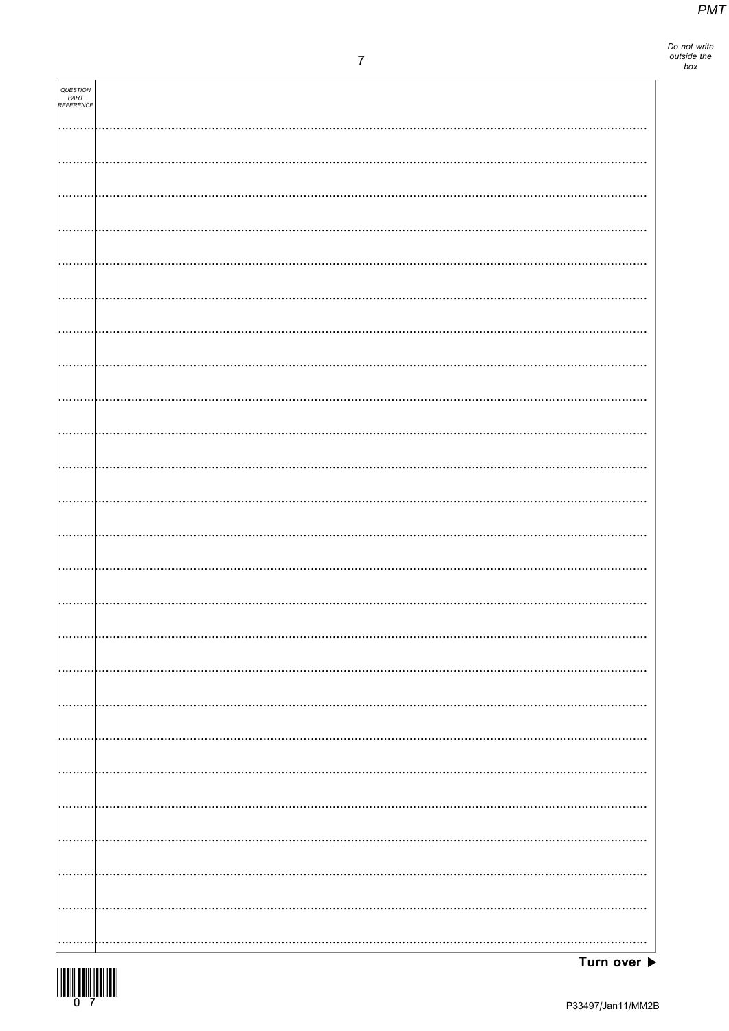Do not write outside the box

QUESTION PART REFERENCE

Turn over ▶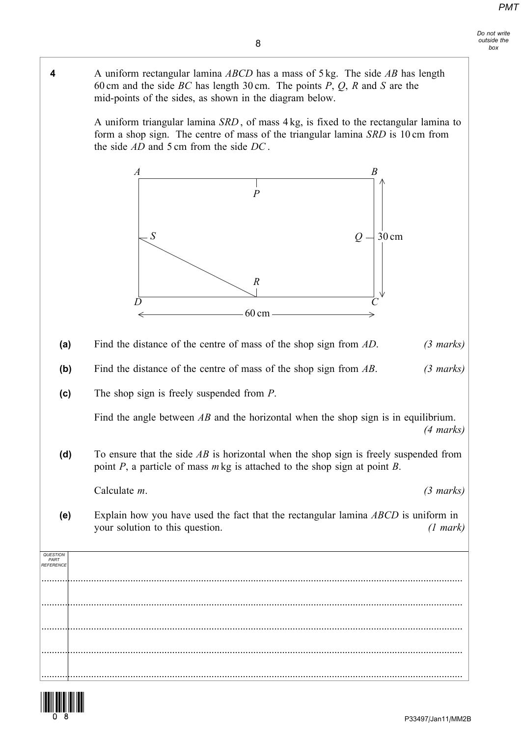**4** A uniform rectangular lamina $ABCD$ has a mass of 5 kg. The side $AB$ has length 60 cm and the side $BC$ has length 30 cm. The points $P$, $Q$, $R$ and $S$ are the mid-points of the sides, as shown in the diagram below.

A uniform triangular lamina $SRD$, of mass 4 kg, is fixed to the rectangular lamina to form a shop sign. The centre of mass of the triangular lamina $SRD$ is 10 cm from the side $AD$ and 5 cm from the side $DC$.

**(a)** Find the distance of the centre of mass of the shop sign from $AD$. *(3 marks)*

**(b)** Find the distance of the centre of mass of the shop sign from $AB$. *(3 marks)*

**(c)** The shop sign is freely suspended from $P$.

Find the angle between $AB$ and the horizontal when the shop sign is in equilibrium. *(4 marks)*

**(d)** To ensure that the side $AB$ is horizontal when the shop sign is freely suspended from point $P$, a particle of mass $m$ kg is attached to the shop sign at point $B$.

Calculate $m$. *(3 marks)*

**(e)** Explain how you have used the fact that the rectangular lamina $ABCD$ is uniform in your solution to this question. *(1 mark)*

QUESTION PART REFERENCE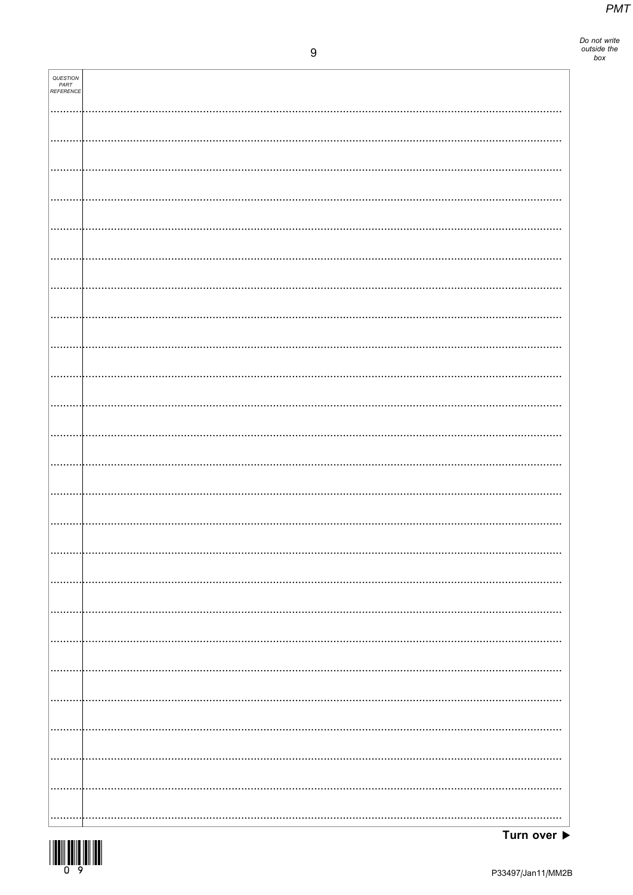| QUESTION PART REFERENCE | |
|---|---|
| | |

Turn over ▶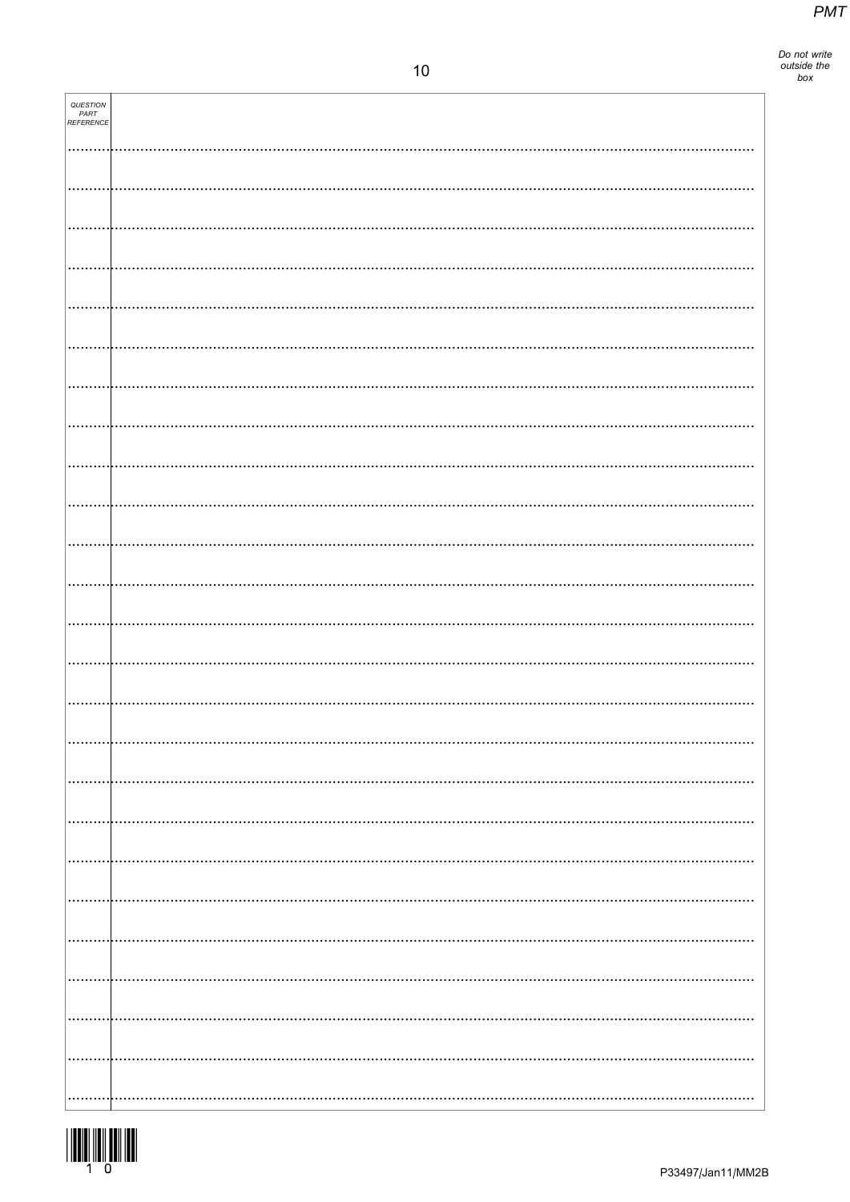| QUESTION PART REFERENCE | |
|---|---|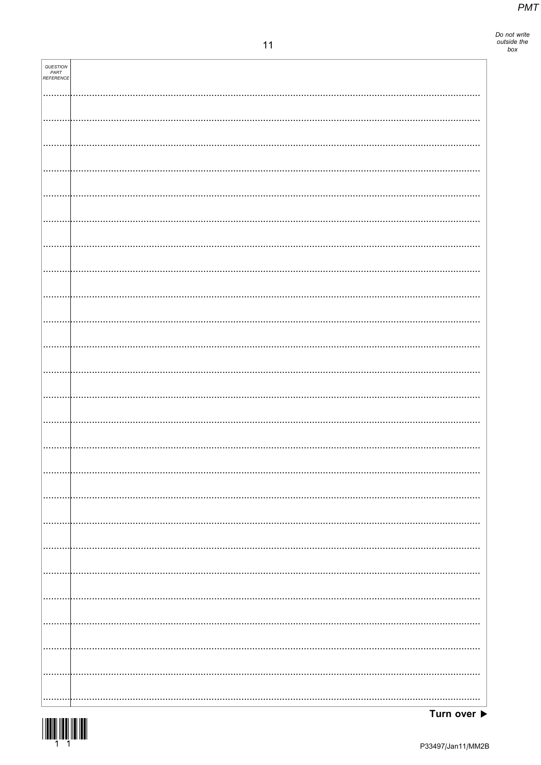| QUESTION PART REFERENCE | |
|---|---|
| | |

Turn over ▶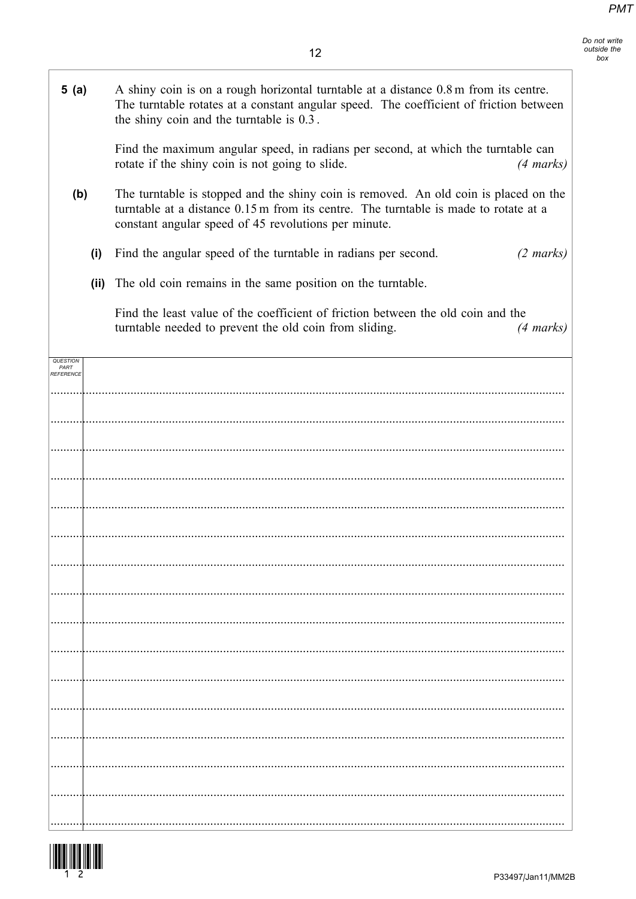**5 (a)** A shiny coin is on a rough horizontal turntable at a distance 0.8 m from its centre. The turntable rotates at a constant angular speed. The coefficient of friction between the shiny coin and the turntable is 0.3 .

Find the maximum angular speed, in radians per second, at which the turntable can rotate if the shiny coin is not going to slide. *(4 marks)*

**(b)** The turntable is stopped and the shiny coin is removed. An old coin is placed on the turntable at a distance 0.15 m from its centre. The turntable is made to rotate at a constant angular speed of 45 revolutions per minute.

**(i)** Find the angular speed of the turntable in radians per second. *(2 marks)*

**(ii)** The old coin remains in the same position on the turntable.

Find the least value of the coefficient of friction between the old coin and the turntable needed to prevent the old coin from sliding. *(4 marks)*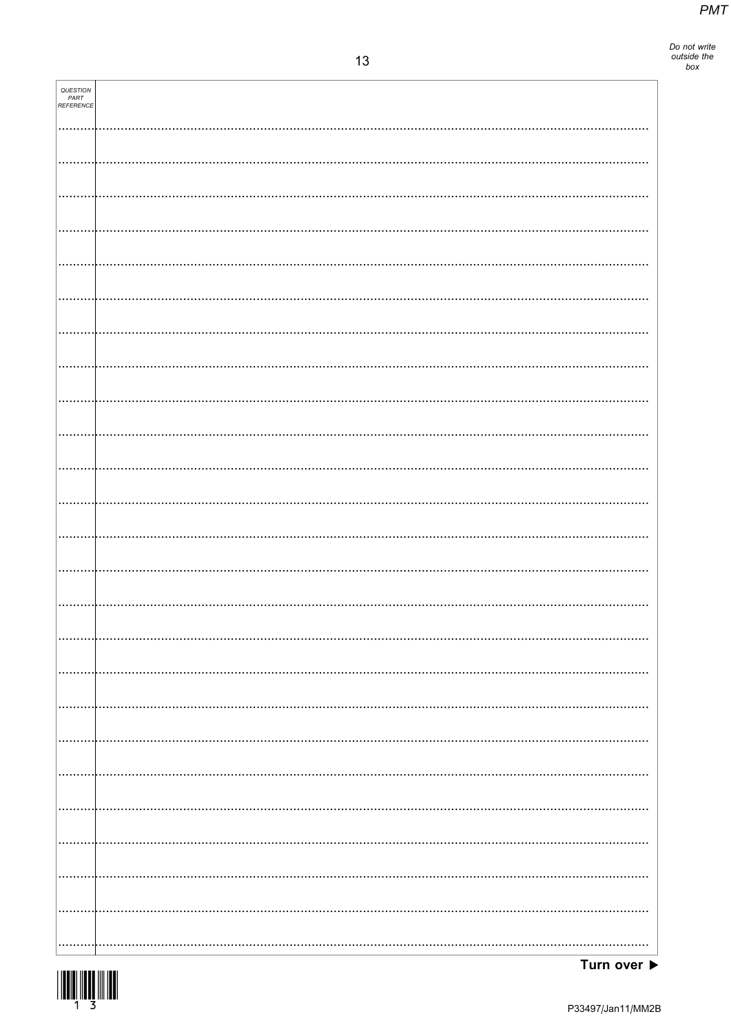QUESTION PART REFERENCE

Turn over ▶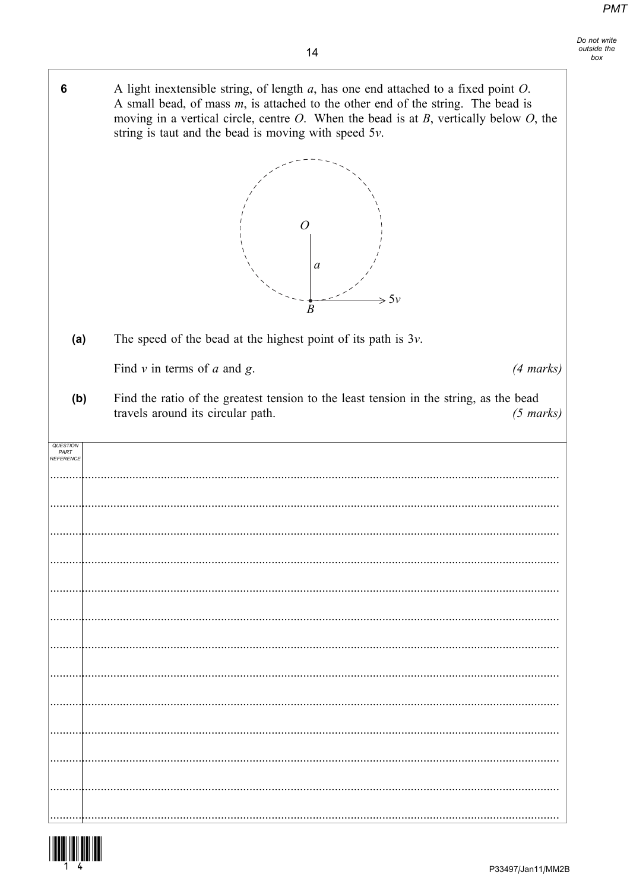**6** A light inextensible string, of length $a$, has one end attached to a fixed point $O$. A small bead, of mass $m$, is attached to the other end of the string. The bead is moving in a vertical circle, centre $O$. When the bead is at $B$, vertically below $O$, the string is taut and the bead is moving with speed $5v$.

**(a)** The speed of the bead at the highest point of its path is $3v$.

Find $v$ in terms of $a$ and $g$. *(4 marks)*

**(b)** Find the ratio of the greatest tension to the least tension in the string, as the bead travels around its circular path. *(5 marks)*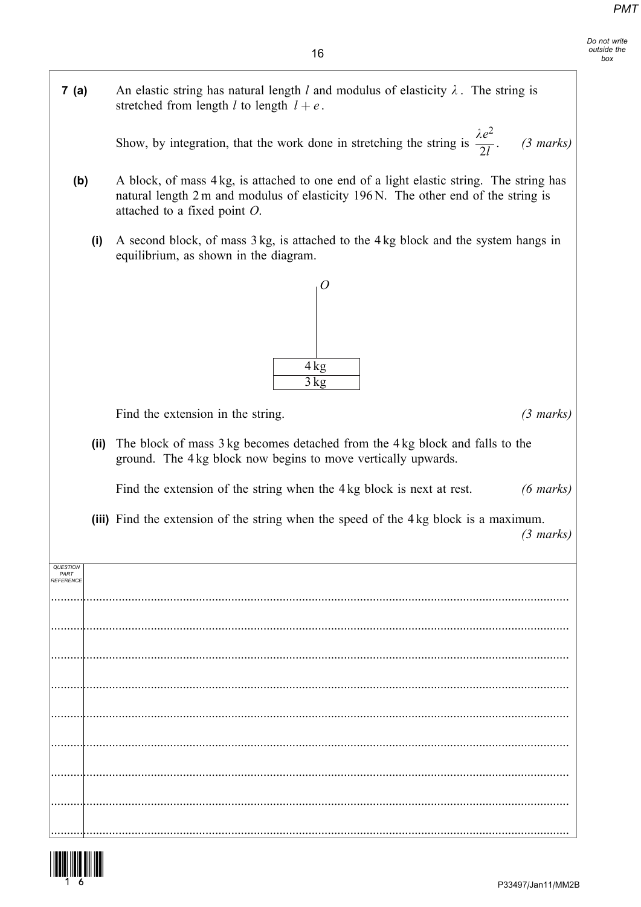**7 (a)** An elastic string has natural length $l$ and modulus of elasticity $\lambda$. The string is stretched from length $l$ to length $l + e$.

Show, by integration, that the work done in stretching the string is $\dfrac{\lambda e^2}{2l}$. *(3 marks)*

**(b)** A block, of mass 4 kg, is attached to one end of a light elastic string. The string has natural length 2 m and modulus of elasticity 196 N. The other end of the string is attached to a fixed point $O$.

**(i)** A second block, of mass 3 kg, is attached to the 4 kg block and the system hangs in equilibrium, as shown in the diagram.

| $O$ |
|---|
| 4 kg |
| 3 kg |

Find the extension in the string. *(3 marks)*

**(ii)** The block of mass 3 kg becomes detached from the 4 kg block and falls to the ground. The 4 kg block now begins to move vertically upwards.

Find the extension of the string when the 4 kg block is next at rest. *(6 marks)*

**(iii)** Find the extension of the string when the speed of the 4 kg block is a maximum. *(3 marks)*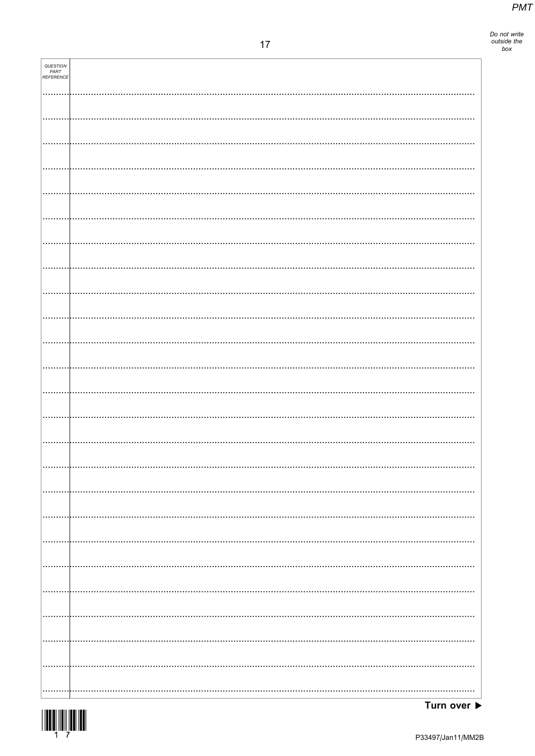QUESTION PART REFERENCE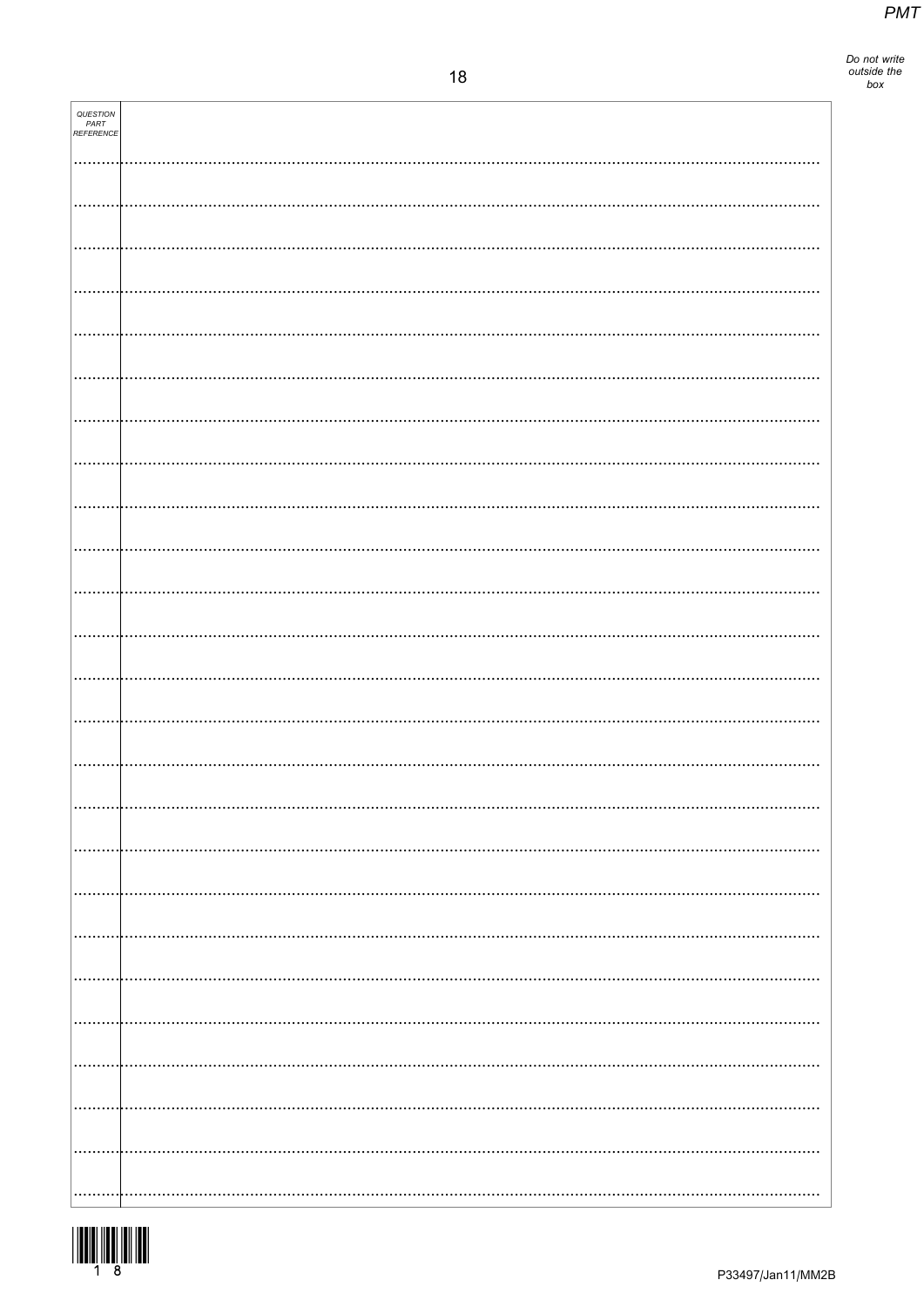| QUESTION PART REFERENCE | |
|---|---|
| | |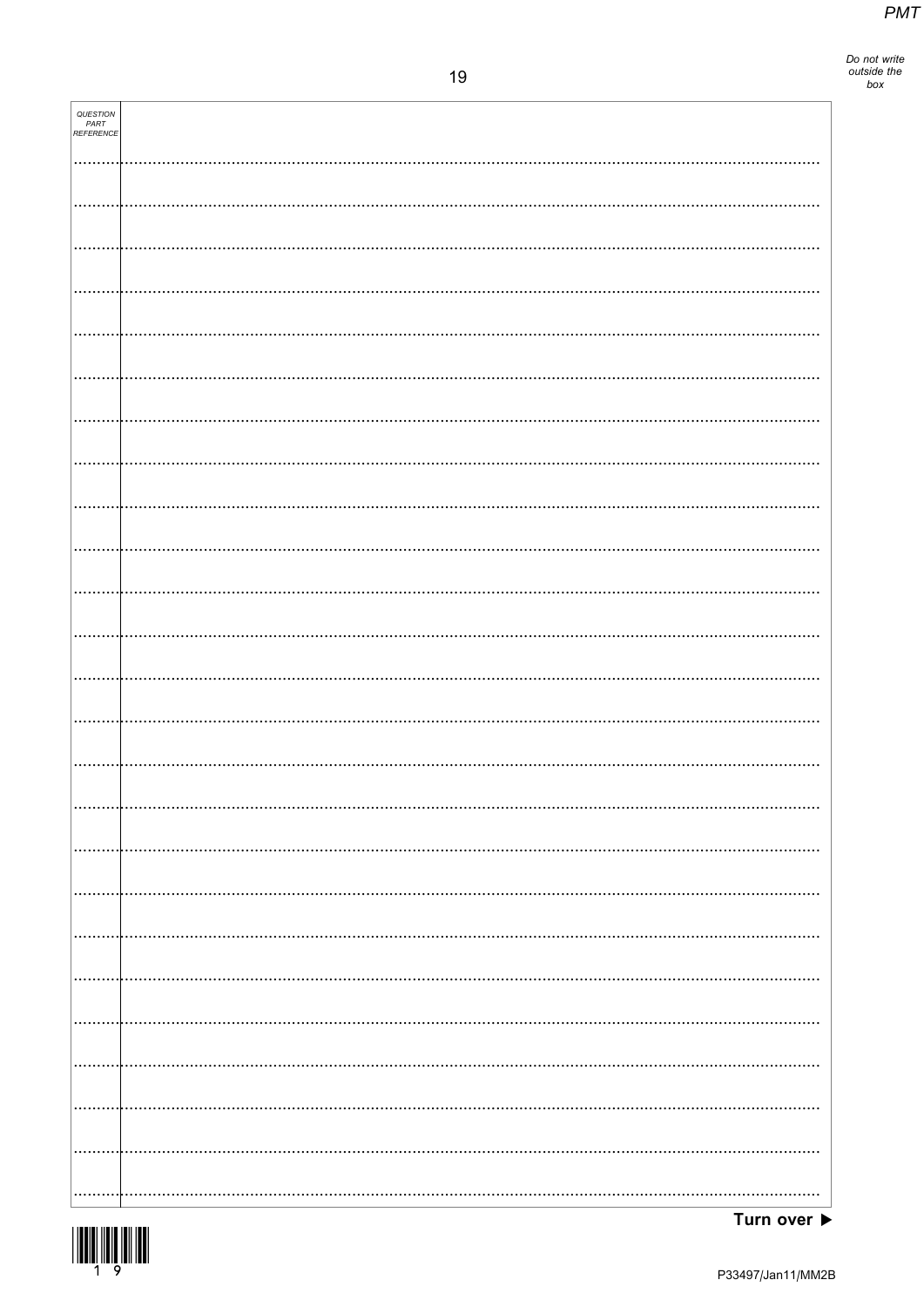QUESTION PART REFERENCE

Turn over ▶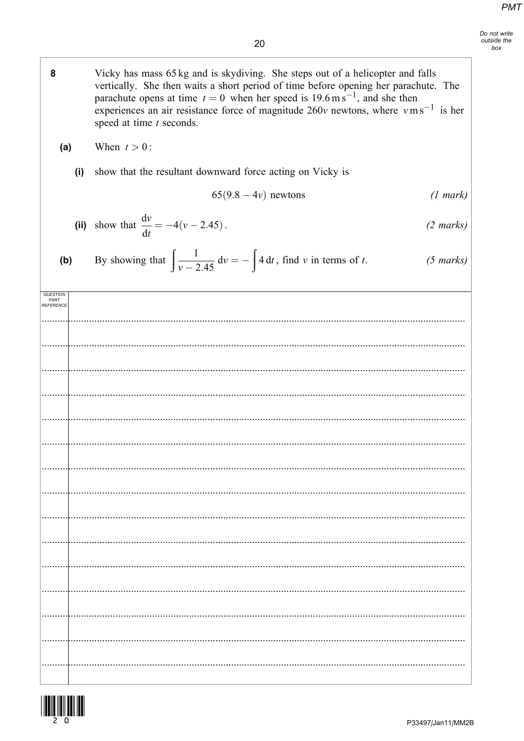**8** Vicky has mass 65 kg and is skydiving. She steps out of a helicopter and falls vertically. She then waits a short period of time before opening her parachute. The parachute opens at time $t = 0$ when her speed is $19.6\,\text{m}\,\text{s}^{-1}$, and she then experiences an air resistance force of magnitude $260v$ newtons, where $v\,\text{m}\,\text{s}^{-1}$ is her speed at time $t$ seconds.

**(a)** When $t > 0$:

**(i)** show that the resultant downward force acting on Vicky is

$$65(9.8 - 4v) \text{ newtons}$$

*(1 mark)*

**(ii)** show that $\dfrac{\mathrm{d}v}{\mathrm{d}t} = -4(v - 2.45)$. *(2 marks)*

**(b)** By showing that $\displaystyle\int \frac{1}{v - 2.45}\,\mathrm{d}v = -\int 4\,\mathrm{d}t$, find $v$ in terms of $t$. *(5 marks)*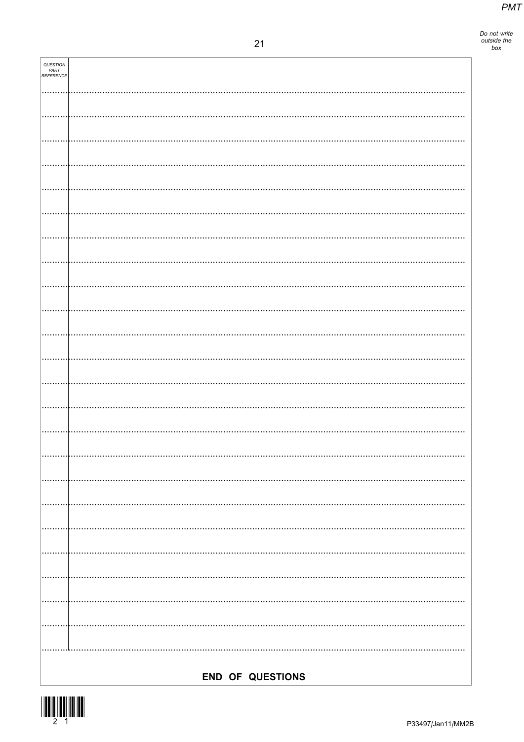**END OF QUESTIONS**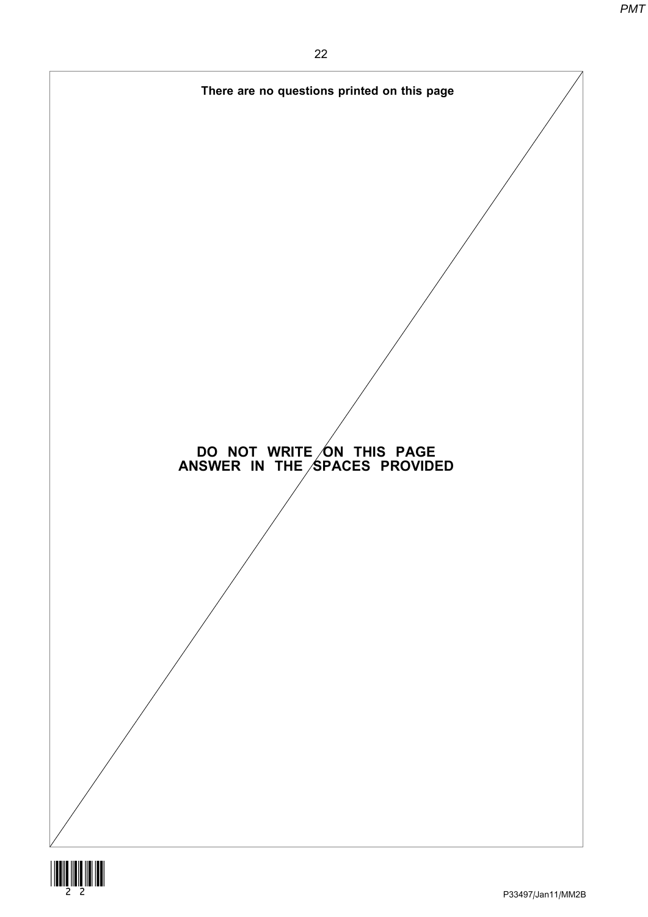**There are no questions printed on this page**

**DO NOT WRITE ON THIS PAGE**
**ANSWER IN THE SPACES PROVIDED**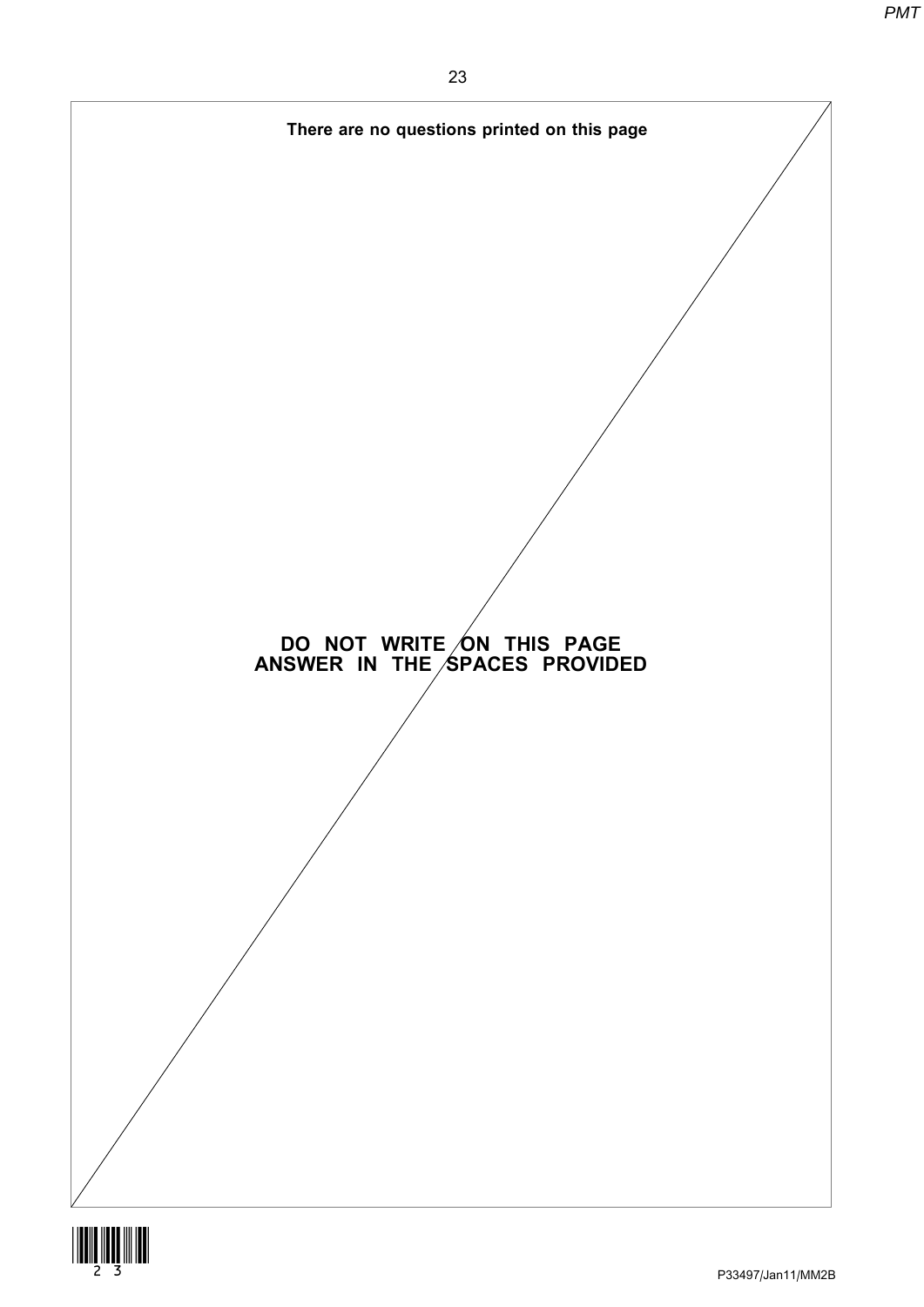**There are no questions printed on this page**

**DO NOT WRITE ON THIS PAGE**
**ANSWER IN THE SPACES PROVIDED**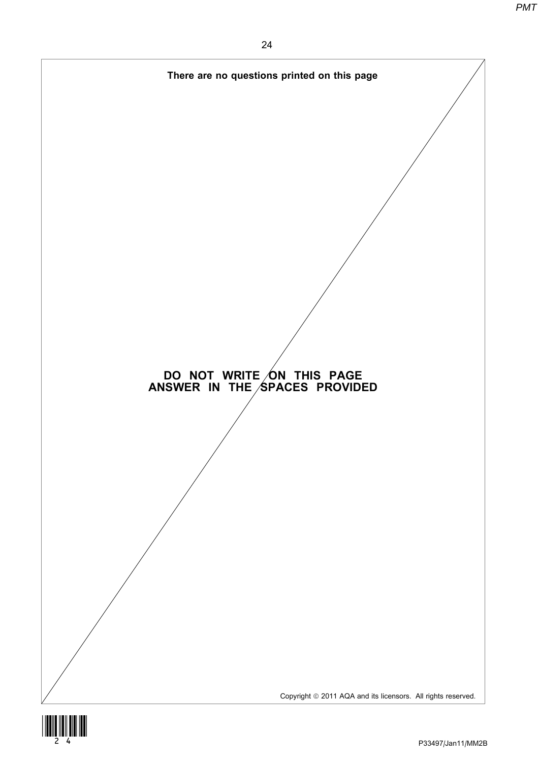**There are no questions printed on this page**

**DO NOT WRITE ON THIS PAGE**
**ANSWER IN THE SPACES PROVIDED**

Copyright © 2011 AQA and its licensors. All rights reserved.